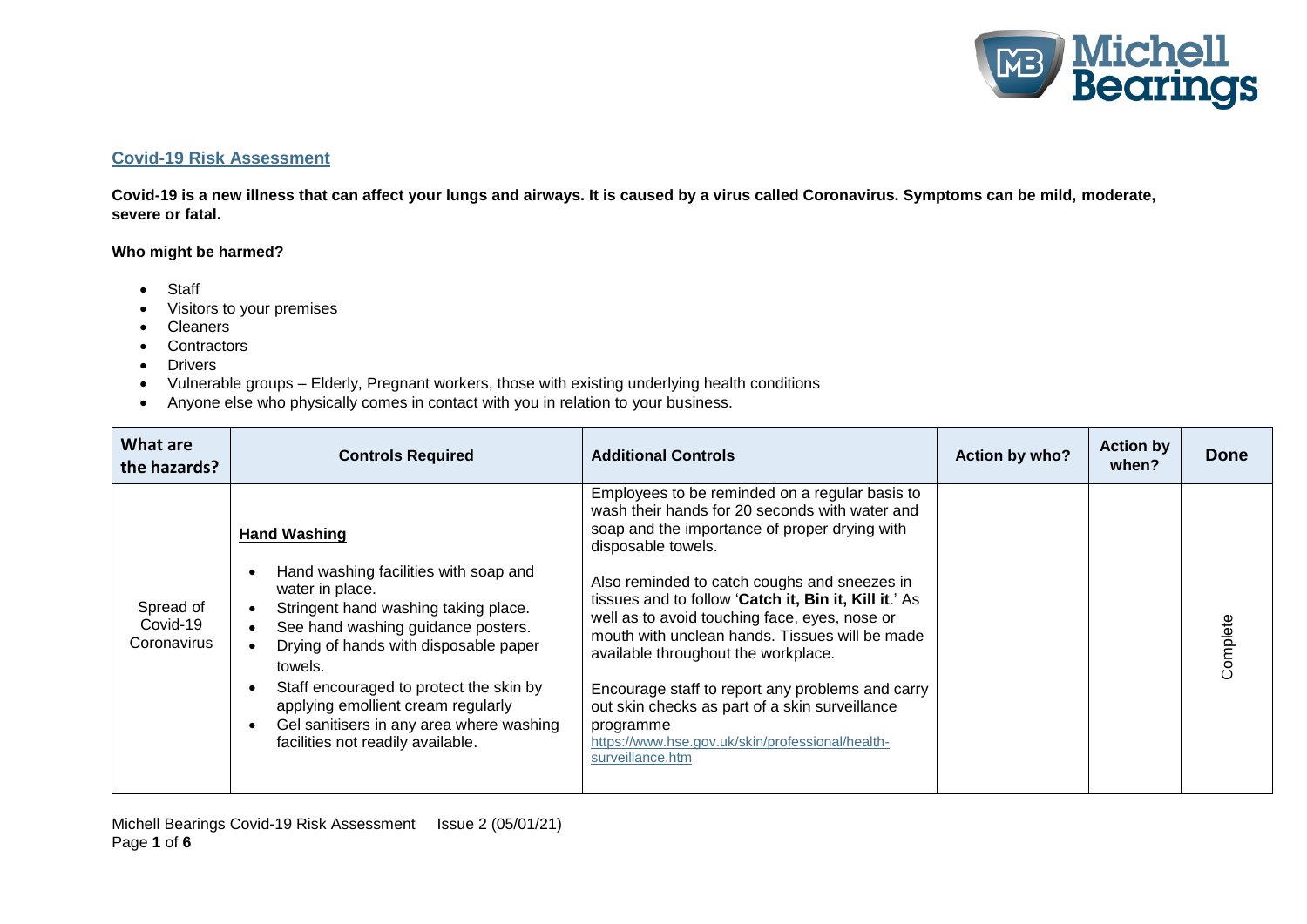## Covid-19 Risk Assessment

**Covid-19 is a new illness that can affect your lungs and airways. It is caused by a virus called Coronavirus. Symptoms can be mild, moderate, severe or fatal.**

**Who might be harmed?**

- Staff
- Visitors to your premises
- Cleaners
- Contractors
- Drivers
- Vulnerable groups – Elderly, Pregnant workers, those with existing underlying health conditions
- Anyone else who physically comes in contact with you in relation to your business.

| What are the hazards? | Controls Required | Additional Controls | Action by who? | Action by when? | Done |
|---|---|---|---|---|---|
| Spread of Covid-19 Coronavirus | **Hand Washing**<br>• Hand washing facilities with soap and water in place.<br>• Stringent hand washing taking place.<br>• See hand washing guidance posters.<br>• Drying of hands with disposable paper towels.<br>• Staff encouraged to protect the skin by applying emollient cream regularly<br>• Gel sanitisers in any area where washing facilities not readily available. | Employees to be reminded on a regular basis to wash their hands for 20 seconds with water and soap and the importance of proper drying with disposable towels.<br><br>Also reminded to catch coughs and sneezes in tissues and to follow '**Catch it, Bin it, Kill it**.' As well as to avoid touching face, eyes, nose or mouth with unclean hands. Tissues will be made available throughout the workplace.<br><br>Encourage staff to report any problems and carry out skin checks as part of a skin surveillance programme https://www.hse.gov.uk/skin/professional/health-surveillance.htm | | | Complete |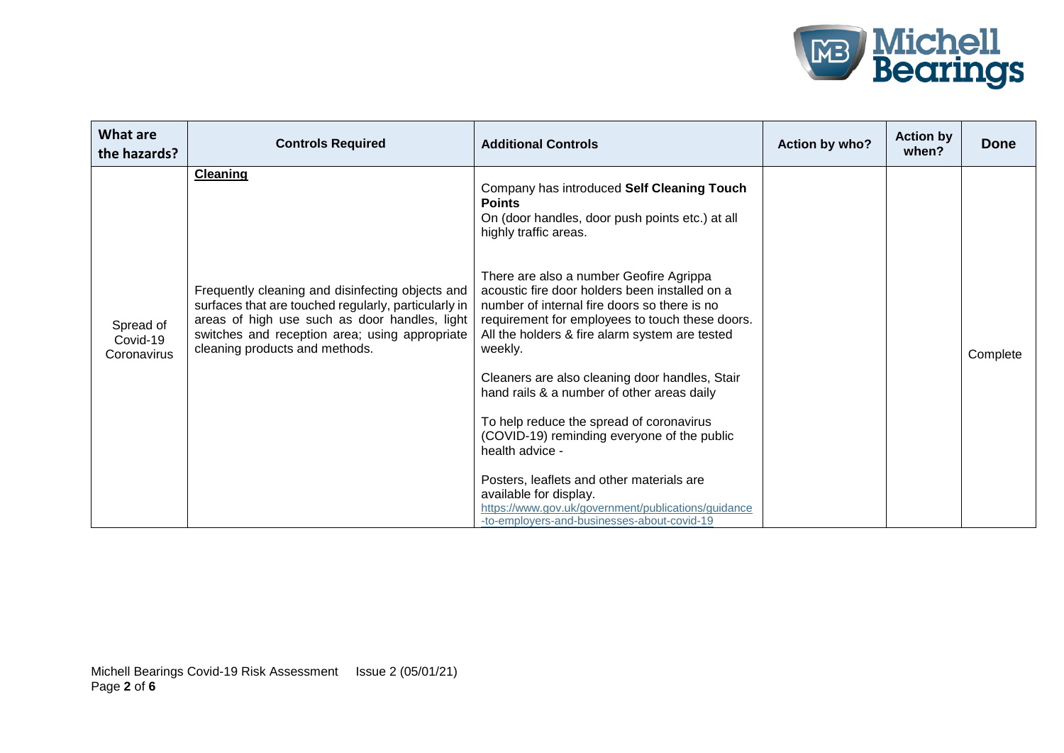| What are the hazards? | Controls Required | Additional Controls | Action by who? | Action by when? | Done |
|---|---|---|---|---|---|
| Spread of Covid-19 Coronavirus | **Cleaning**<br><br>Frequently cleaning and disinfecting objects and surfaces that are touched regularly, particularly in areas of high use such as door handles, light switches and reception area; using appropriate cleaning products and methods. | Company has introduced **Self Cleaning Touch Points**<br>On (door handles, door push points etc.) at all highly traffic areas.<br><br>There are also a number Geofire Agrippa acoustic fire door holders been installed on a number of internal fire doors so there is no requirement for employees to touch these doors. All the holders & fire alarm system are tested weekly.<br><br>Cleaners are also cleaning door handles, Stair hand rails & a number of other areas daily<br><br>To help reduce the spread of coronavirus (COVID-19) reminding everyone of the public health advice -<br><br>Posters, leaflets and other materials are available for display.<br>https://www.gov.uk/government/publications/guidance-to-employers-and-businesses-about-covid-19 | | | Complete |

Michell Bearings Covid-19 Risk Assessment Issue 2 (05/01/21)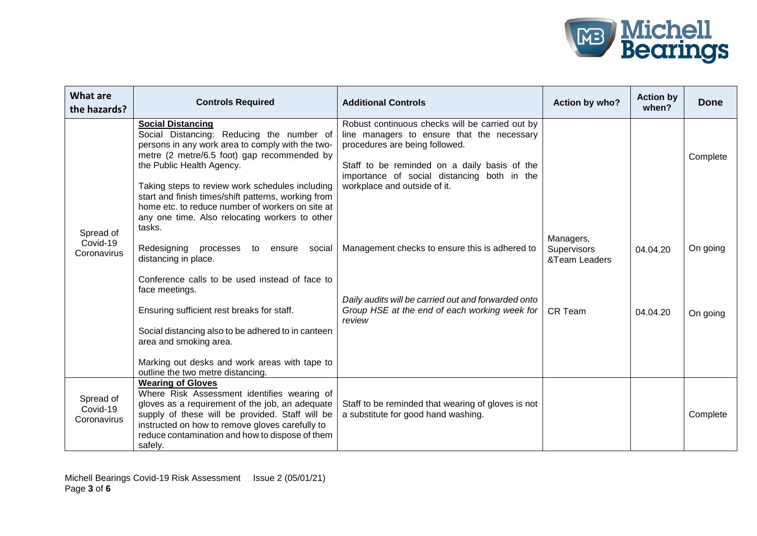| What are the hazards? | Controls Required | Additional Controls | Action by who? | Action by when? | Done |
|---|---|---|---|---|---|
| Spread of Covid-19 Coronavirus | **Social Distancing**<br>Social Distancing: Reducing the number of persons in any work area to comply with the two-metre (2 metre/6.5 foot) gap recommended by the Public Health Agency.<br><br>Taking steps to review work schedules including start and finish times/shift patterns, working from home etc. to reduce number of workers on site at any one time. Also relocating workers to other tasks. | Robust continuous checks will be carried out by line managers to ensure that the necessary procedures are being followed.<br><br>Staff to be reminded on a daily basis of the importance of social distancing both in the workplace and outside of it. | | | Complete |
| | Redesigning processes to ensure social distancing in place. | Management checks to ensure this is adhered to | Managers, Supervisors &Team Leaders | 04.04.20 | On going |
| | Conference calls to be used instead of face to face meetings.<br><br>Ensuring sufficient rest breaks for staff.<br><br>Social distancing also to be adhered to in canteen area and smoking area.<br><br>Marking out desks and work areas with tape to outline the two metre distancing. | *Daily audits will be carried out and forwarded onto Group HSE at the end of each working week for review* | CR Team | 04.04.20 | On going |
| Spread of Covid-19 Coronavirus | **Wearing of Gloves**<br>Where Risk Assessment identifies wearing of gloves as a requirement of the job, an adequate supply of these will be provided. Staff will be instructed on how to remove gloves carefully to reduce contamination and how to dispose of them safely. | Staff to be reminded that wearing of gloves is not a substitute for good hand washing. | | | Complete |

Michell Bearings Covid-19 Risk Assessment Issue 2 (05/01/21)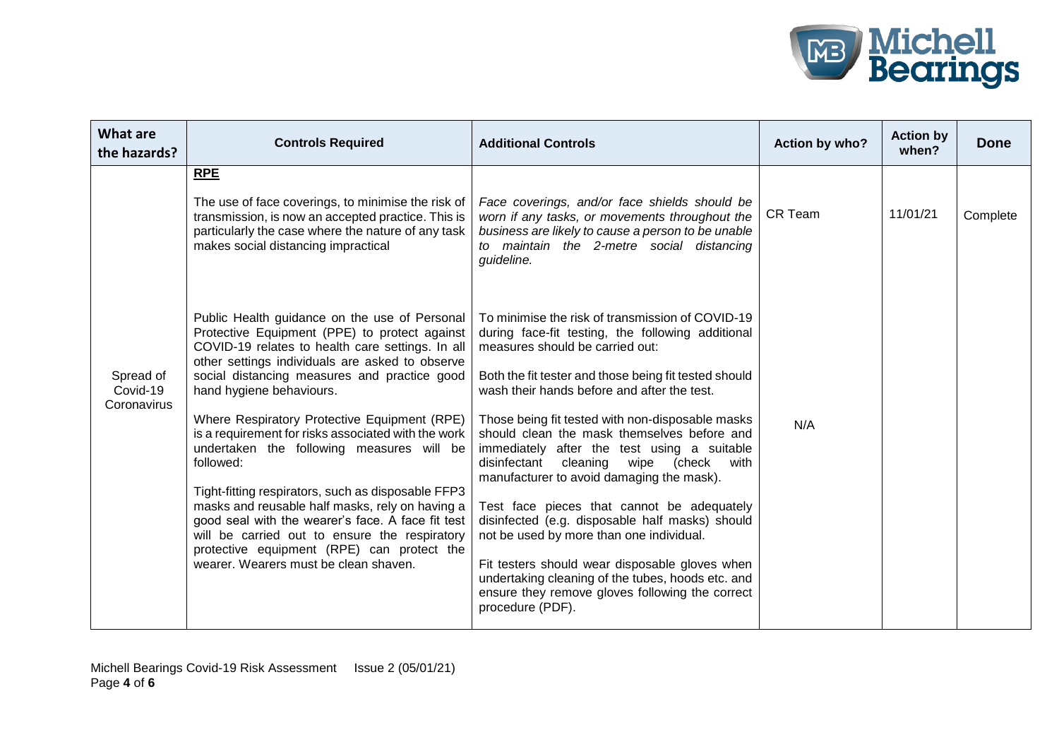| What are the hazards? | Controls Required | Additional Controls | Action by who? | Action by when? | Done |
|---|---|---|---|---|---|
| Spread of Covid-19 Coronavirus | **<u>RPE</u>**<br><br>The use of face coverings, to minimise the risk of transmission, is now an accepted practice. This is particularly the case where the nature of any task makes social distancing impractical | *Face coverings, and/or face shields should be worn if any tasks, or movements throughout the business are likely to cause a person to be unable to maintain the 2-metre social distancing guideline.* | CR Team | 11/01/21 | Complete |
| | Public Health guidance on the use of Personal Protective Equipment (PPE) to protect against COVID-19 relates to health care settings. In all other settings individuals are asked to observe social distancing measures and practice good hand hygiene behaviours.<br><br>Where Respiratory Protective Equipment (RPE) is a requirement for risks associated with the work undertaken the following measures will be followed:<br><br>Tight-fitting respirators, such as disposable FFP3 masks and reusable half masks, rely on having a good seal with the wearer's face. A face fit test will be carried out to ensure the respiratory protective equipment (RPE) can protect the wearer. Wearers must be clean shaven. | To minimise the risk of transmission of COVID-19 during face-fit testing, the following additional measures should be carried out:<br><br>Both the fit tester and those being fit tested should wash their hands before and after the test.<br><br>Those being fit tested with non-disposable masks should clean the mask themselves before and immediately after the test using a suitable disinfectant cleaning wipe (check with manufacturer to avoid damaging the mask).<br><br>Test face pieces that cannot be adequately disinfected (e.g. disposable half masks) should not be used by more than one individual.<br><br>Fit testers should wear disposable gloves when undertaking cleaning of the tubes, hoods etc. and ensure they remove gloves following the correct procedure (PDF). | N/A | | |

Michell Bearings Covid-19 Risk Assessment Issue 2 (05/01/21)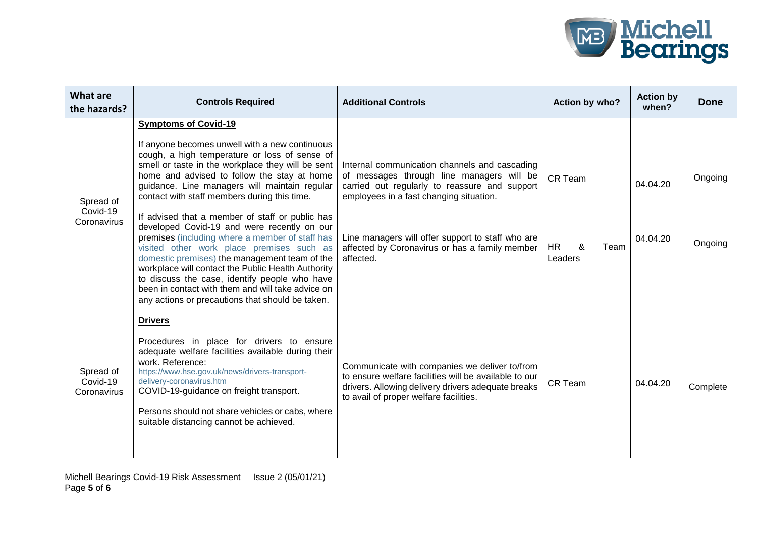| What are the hazards? | Controls Required | Additional Controls | Action by who? | Action by when? | Done |
|---|---|---|---|---|---|
| Spread of Covid-19 Coronavirus | **Symptoms of Covid-19**<br><br>If anyone becomes unwell with a new continuous cough, a high temperature or loss of sense of smell or taste in the workplace they will be sent home and advised to follow the stay at home guidance. Line managers will maintain regular contact with staff members during this time.<br><br>If advised that a member of staff or public has developed Covid-19 and were recently on our premises (including where a member of staff has visited other work place premises such as domestic premises) the management team of the workplace will contact the Public Health Authority to discuss the case, identify people who have been in contact with them and will take advice on any actions or precautions that should be taken. | Internal communication channels and cascading of messages through line managers will be carried out regularly to reassure and support employees in a fast changing situation.<br><br>Line managers will offer support to staff who are affected by Coronavirus or has a family member affected. | CR Team<br><br>HR & Team Leaders | 04.04.20<br><br>04.04.20 | Ongoing<br><br>Ongoing |
| Spread of Covid-19 Coronavirus | **Drivers**<br><br>Procedures in place for drivers to ensure adequate welfare facilities available during their work. Reference: https://www.hse.gov.uk/news/drivers-transport-delivery-coronavirus.htm COVID-19-guidance on freight transport.<br><br>Persons should not share vehicles or cabs, where suitable distancing cannot be achieved. | Communicate with companies we deliver to/from to ensure welfare facilities will be available to our drivers. Allowing delivery drivers adequate breaks to avail of proper welfare facilities. | CR Team | 04.04.20 | Complete |

Michell Bearings Covid-19 Risk Assessment Issue 2 (05/01/21)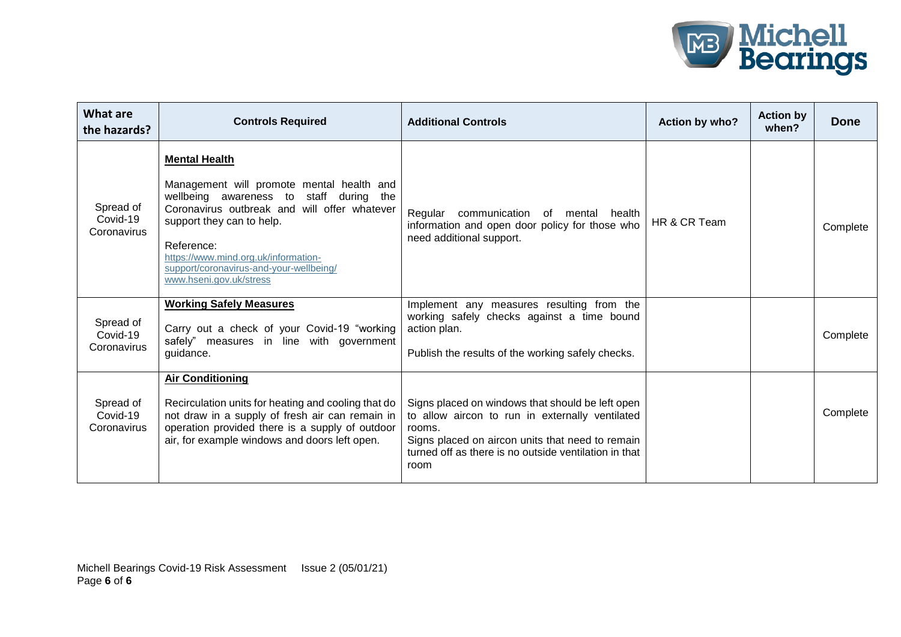| What are the hazards? | Controls Required | Additional Controls | Action by who? | Action by when? | Done |
|---|---|---|---|---|---|
| Spread of Covid-19 Coronavirus | **Mental Health**<br><br>Management will promote mental health and wellbeing awareness to staff during the Coronavirus outbreak and will offer whatever support they can to help.<br><br>Reference:<br>https://www.mind.org.uk/information-support/coronavirus-and-your-wellbeing/<br>www.hseni.gov.uk/stress | Regular communication of mental health information and open door policy for those who need additional support. | HR & CR Team | | Complete |
| Spread of Covid-19 Coronavirus | **Working Safely Measures**<br><br>Carry out a check of your Covid-19 "working safely" measures in line with government guidance. | Implement any measures resulting from the working safely checks against a time bound action plan.<br><br>Publish the results of the working safely checks. | | | Complete |
| Spread of Covid-19 Coronavirus | **Air Conditioning**<br><br>Recirculation units for heating and cooling that do not draw in a supply of fresh air can remain in operation provided there is a supply of outdoor air, for example windows and doors left open. | Signs placed on windows that should be left open to allow aircon to run in externally ventilated rooms.<br>Signs placed on aircon units that need to remain turned off as there is no outside ventilation in that room | | | Complete |